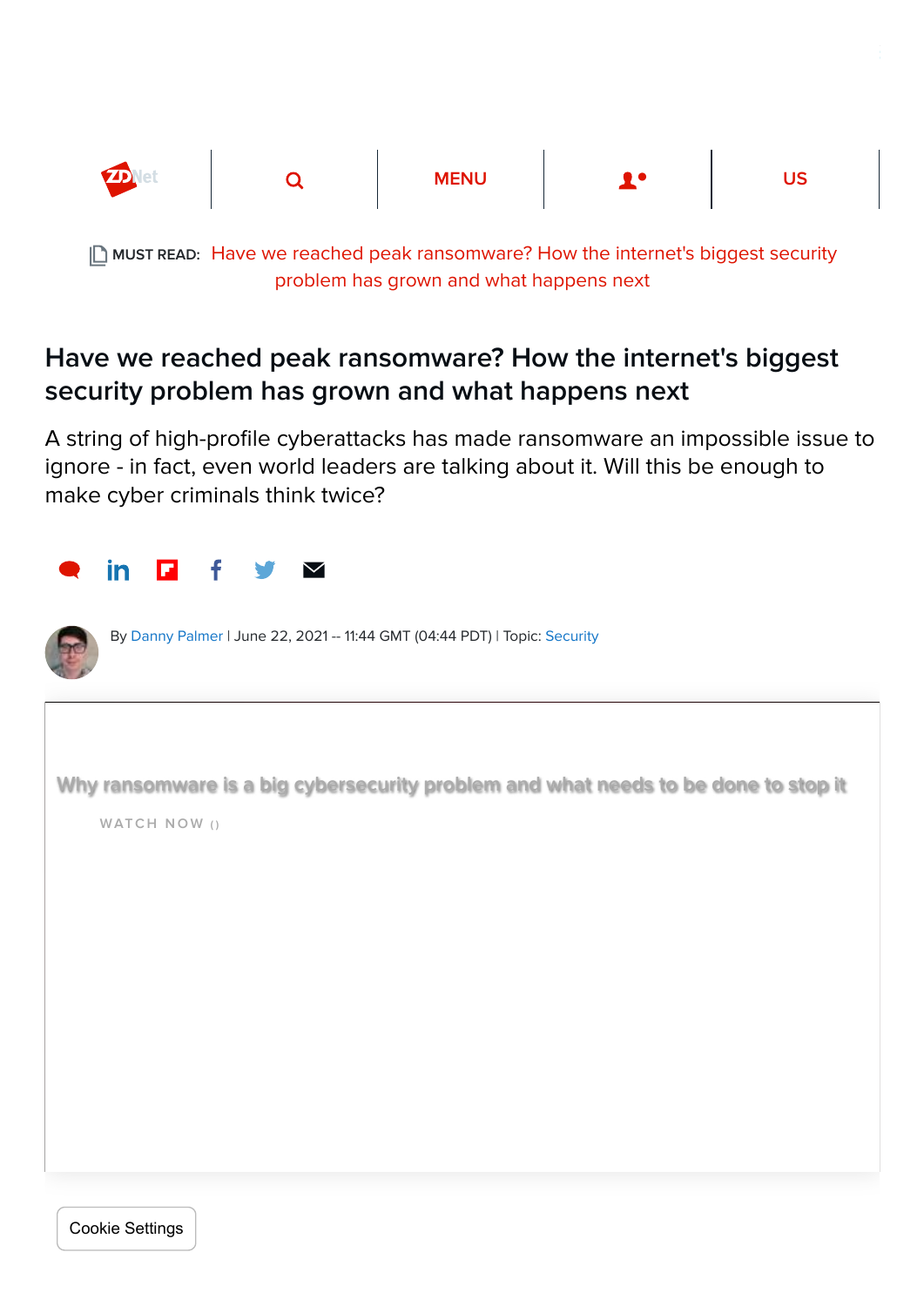MUST READ: Have we reached peak ransomware? How the internet's biggest security problem has grown and what happens next

# Have we reached peak ransomware? How the internet's biggest security problem has grown and what happens next

A string of high-profile cyberattacks has made ransomware an impossible issue to ignore - in fact, even world leaders are talking about it. Will this be enough to make cyber criminals think twice?

By Danny Palmer | June 22, 2021 -- 11:44 GMT (04:44 PDT) | Topic: Security

Why ransomware is a big cybersecurity problem and what needs to be done to stop it

WATCH NOW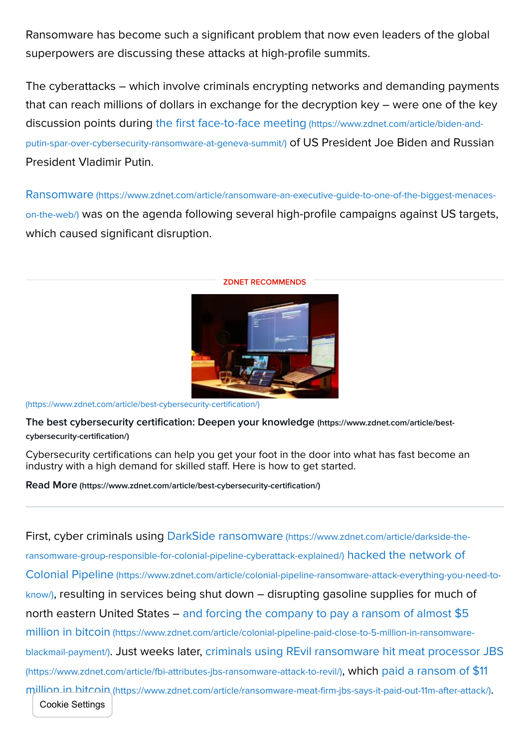Ransomware has become such a significant problem that now even leaders of the global superpowers are discussing these attacks at high-profile summits.

The cyberattacks – which involve criminals encrypting networks and demanding payments that can reach millions of dollars in exchange for the decryption key – were one of the key discussion points during the first face-to-face meeting (https://www.zdnet.com/article/biden-and-putin-spar-over-cybersecurity-ransomware-at-geneva-summit/) of US President Joe Biden and Russian President Vladimir Putin.

Ransomware (https://www.zdnet.com/article/ransomware-an-executive-guide-to-one-of-the-biggest-menaces-on-the-web/) was on the agenda following several high-profile campaigns against US targets, which caused significant disruption.

ZDNET RECOMMENDS

(https://www.zdnet.com/article/best-cybersecurity-certification/)

**The best cybersecurity certification: Deepen your knowledge** (https://www.zdnet.com/article/best-cybersecurity-certification/)

Cybersecurity certifications can help you get your foot in the door into what has fast become an industry with a high demand for skilled staff. Here is how to get started.

**Read More** (https://www.zdnet.com/article/best-cybersecurity-certification/)

---

First, cyber criminals using DarkSide ransomware (https://www.zdnet.com/article/darkside-the-ransomware-group-responsible-for-colonial-pipeline-cyberattack-explained/) hacked the network of Colonial Pipeline (https://www.zdnet.com/article/colonial-pipeline-ransomware-attack-everything-you-need-to-know/), resulting in services being shut down – disrupting gasoline supplies for much of north eastern United States – and forcing the company to pay a ransom of almost $5 million in bitcoin (https://www.zdnet.com/article/colonial-pipeline-paid-close-to-5-million-in-ransomware-blackmail-payment/). Just weeks later, criminals using REvil ransomware hit meat processor JBS (https://www.zdnet.com/article/fbi-attributes-jbs-ransomware-attack-to-revil/), which paid a ransom of $11 million in bitcoin (https://www.zdnet.com/article/ransomware-meat-firm-jbs-says-it-paid-out-11m-after-attack/).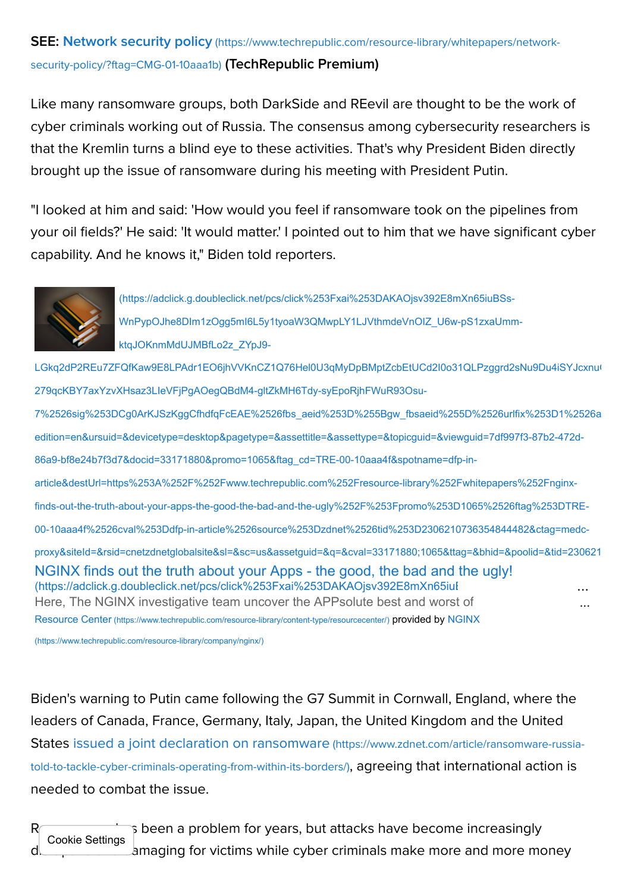**SEE: Network security policy** (https://www.techrepublic.com/resource-library/whitepapers/network-security-policy/?ftag=CMG-01-10aaa1b) **(TechRepublic Premium)**

Like many ransomware groups, both DarkSide and REevil are thought to be the work of cyber criminals working out of Russia. The consensus among cybersecurity researchers is that the Kremlin turns a blind eye to these activities. That's why President Biden directly brought up the issue of ransomware during his meeting with President Putin.

"I looked at him and said: 'How would you feel if ransomware took on the pipelines from your oil fields?' He said: 'It would matter.' I pointed out to him that we have significant cyber capability. And he knows it," Biden told reporters.

NGINX finds out the truth about your Apps - the good, the bad and the ugly!
Here, The NGINX investigative team uncover the APPsolute best and worst of ...
Resource Center (https://www.techrepublic.com/resource-library/content-type/resourcecenter/) provided by NGINX (https://www.techrepublic.com/resource-library/company/nginx/)

Biden's warning to Putin came following the G7 Summit in Cornwall, England, where the leaders of Canada, France, Germany, Italy, Japan, the United Kingdom and the United States issued a joint declaration on ransomware (https://www.zdnet.com/article/ransomware-russia-told-to-tackle-cyber-criminals-operating-from-within-its-borders/), agreeing that international action is needed to combat the issue.

R... s been a problem for years, but attacks have become increasingly d... amaging for victims while cyber criminals make more and more money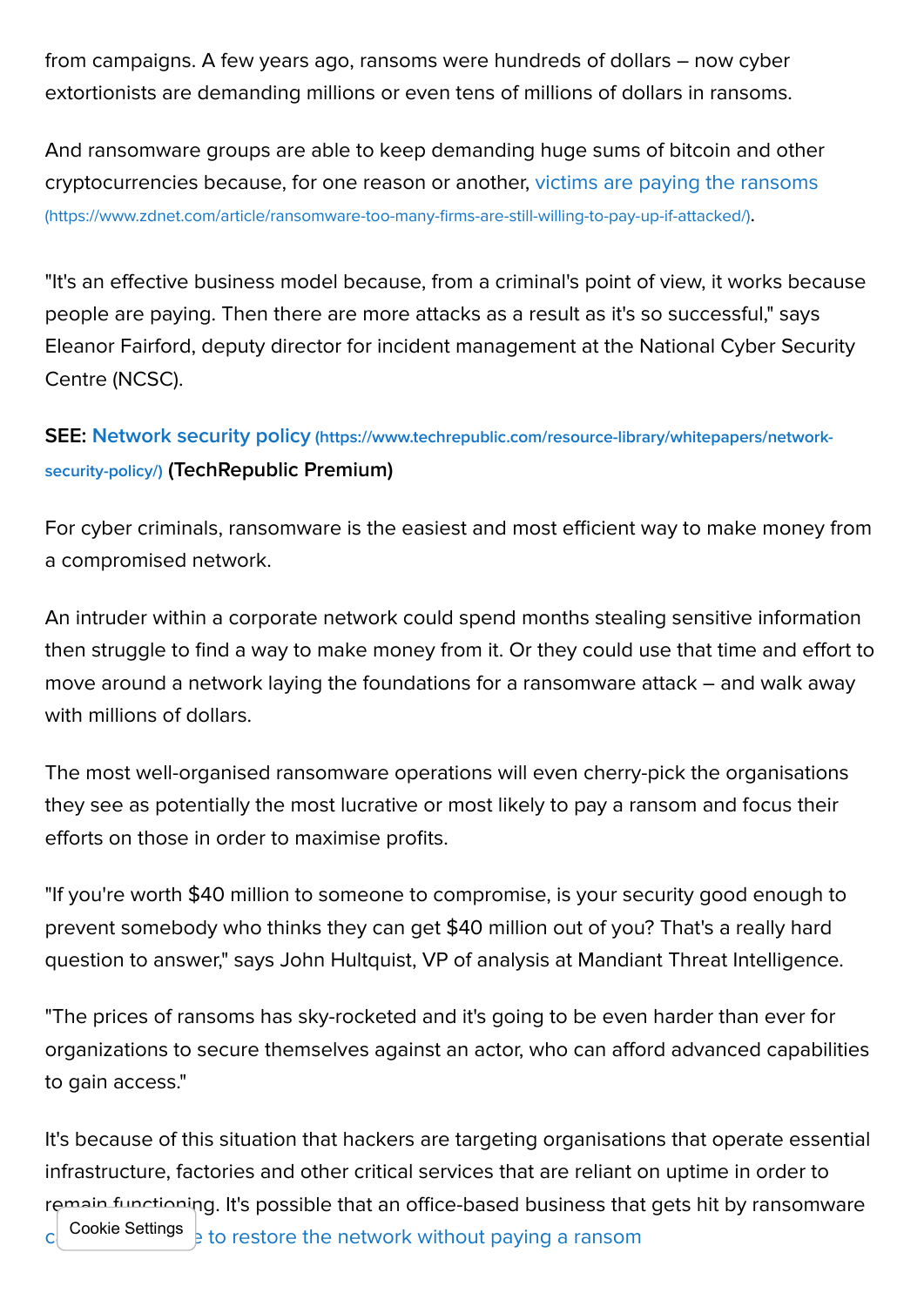from campaigns. A few years ago, ransoms were hundreds of dollars – now cyber extortionists are demanding millions or even tens of millions of dollars in ransoms.

And ransomware groups are able to keep demanding huge sums of bitcoin and other cryptocurrencies because, for one reason or another, victims are paying the ransoms (https://www.zdnet.com/article/ransomware-too-many-firms-are-still-willing-to-pay-up-if-attacked/).

"It's an effective business model because, from a criminal's point of view, it works because people are paying. Then there are more attacks as a result as it's so successful," says Eleanor Fairford, deputy director for incident management at the National Cyber Security Centre (NCSC).

**SEE: Network security policy (https://www.techrepublic.com/resource-library/whitepapers/network-security-policy/) (TechRepublic Premium)**

For cyber criminals, ransomware is the easiest and most efficient way to make money from a compromised network.

An intruder within a corporate network could spend months stealing sensitive information then struggle to find a way to make money from it. Or they could use that time and effort to move around a network laying the foundations for a ransomware attack – and walk away with millions of dollars.

The most well-organised ransomware operations will even cherry-pick the organisations they see as potentially the most lucrative or most likely to pay a ransom and focus their efforts on those in order to maximise profits.

"If you're worth $40 million to someone to compromise, is your security good enough to prevent somebody who thinks they can get $40 million out of you? That's a really hard question to answer," says John Hultquist, VP of analysis at Mandiant Threat Intelligence.

"The prices of ransoms has sky-rocketed and it's going to be even harder than ever for organizations to secure themselves against an actor, who can afford advanced capabilities to gain access."

It's because of this situation that hackers are targeting organisations that operate essential infrastructure, factories and other critical services that are reliant on uptime in order to remain functioning. It's possible that an office-based business that gets hit by ransomware c... e to restore the network without paying a ransom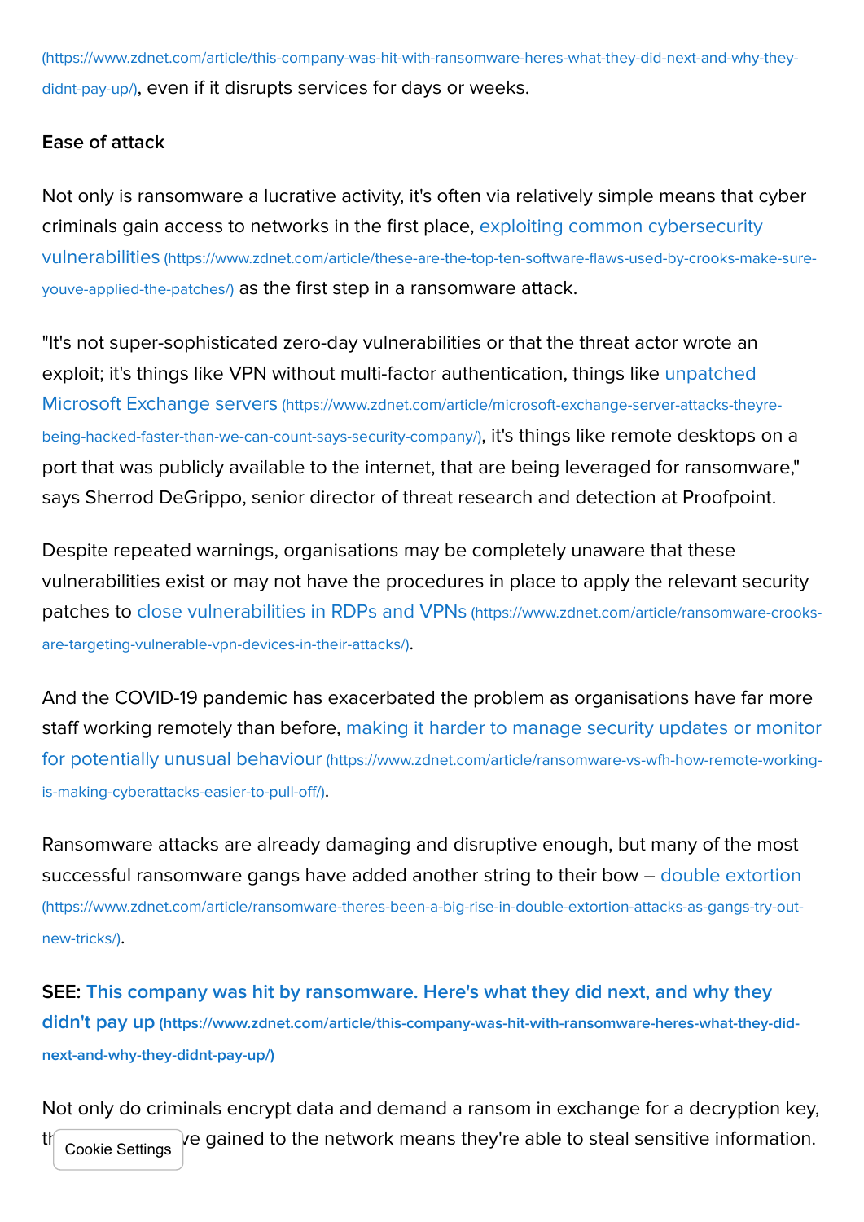(https://www.zdnet.com/article/this-company-was-hit-with-ransomware-heres-what-they-did-next-and-why-they-didnt-pay-up/), even if it disrupts services for days or weeks.

**Ease of attack**

Not only is ransomware a lucrative activity, it's often via relatively simple means that cyber criminals gain access to networks in the first place, exploiting common cybersecurity vulnerabilities (https://www.zdnet.com/article/these-are-the-top-ten-software-flaws-used-by-crooks-make-sure-youve-applied-the-patches/) as the first step in a ransomware attack.

"It's not super-sophisticated zero-day vulnerabilities or that the threat actor wrote an exploit; it's things like VPN without multi-factor authentication, things like unpatched Microsoft Exchange servers (https://www.zdnet.com/article/microsoft-exchange-server-attacks-theyre-being-hacked-faster-than-we-can-count-says-security-company/), it's things like remote desktops on a port that was publicly available to the internet, that are being leveraged for ransomware," says Sherrod DeGrippo, senior director of threat research and detection at Proofpoint.

Despite repeated warnings, organisations may be completely unaware that these vulnerabilities exist or may not have the procedures in place to apply the relevant security patches to close vulnerabilities in RDPs and VPNs (https://www.zdnet.com/article/ransomware-crooks-are-targeting-vulnerable-vpn-devices-in-their-attacks/).

And the COVID-19 pandemic has exacerbated the problem as organisations have far more staff working remotely than before, making it harder to manage security updates or monitor for potentially unusual behaviour (https://www.zdnet.com/article/ransomware-vs-wfh-how-remote-working-is-making-cyberattacks-easier-to-pull-off/).

Ransomware attacks are already damaging and disruptive enough, but many of the most successful ransomware gangs have added another string to their bow – double extortion (https://www.zdnet.com/article/ransomware-theres-been-a-big-rise-in-double-extortion-attacks-as-gangs-try-out-new-tricks/).

**SEE: This company was hit by ransomware. Here's what they did next, and why they didn't pay up (https://www.zdnet.com/article/this-company-was-hit-with-ransomware-heres-what-they-did-next-and-why-they-didnt-pay-up/)**

Not only do criminals encrypt data and demand a ransom in exchange for a decryption key, th[...]ve gained to the network means they're able to steal sensitive information.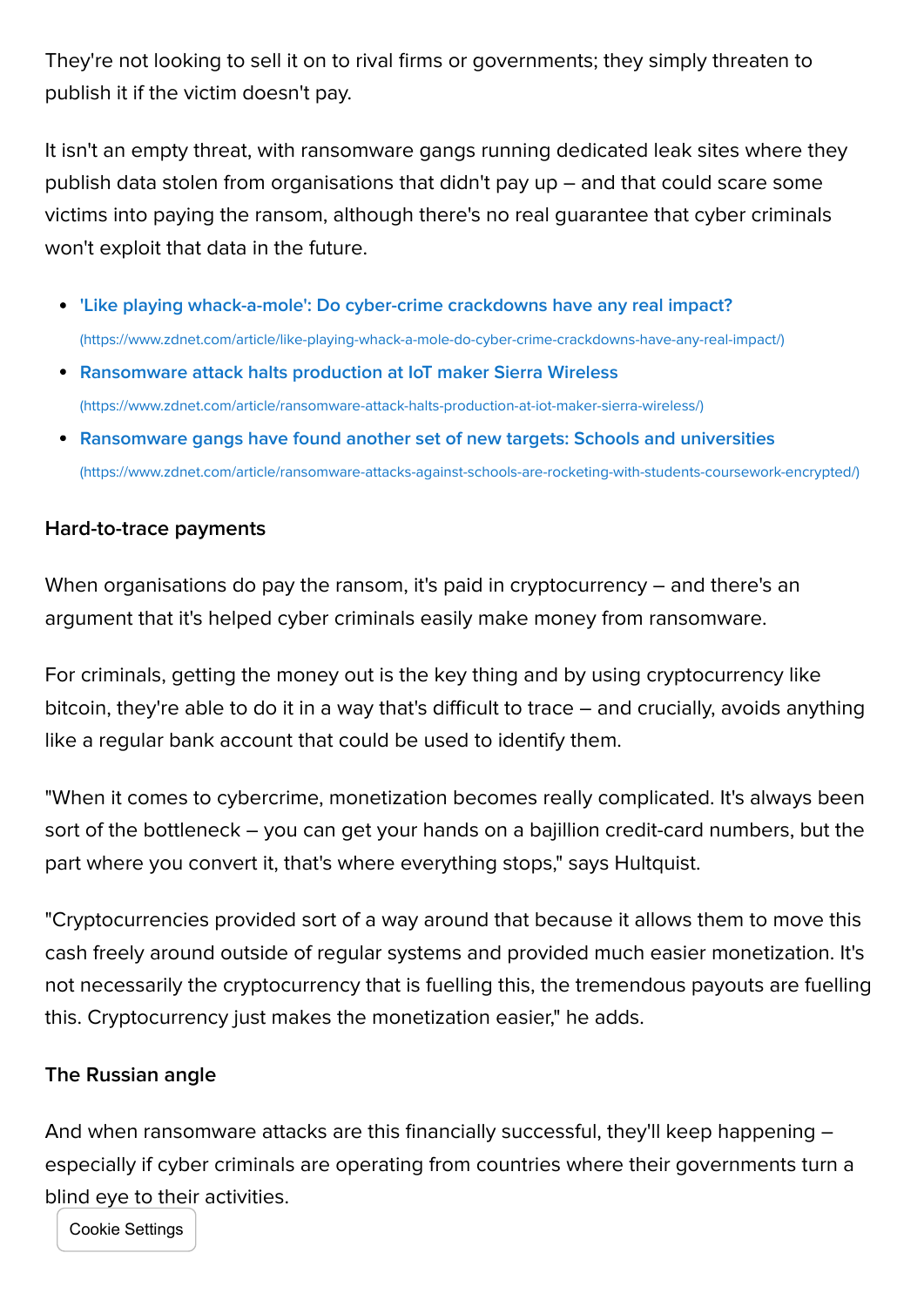They're not looking to sell it on to rival firms or governments; they simply threaten to publish it if the victim doesn't pay.

It isn't an empty threat, with ransomware gangs running dedicated leak sites where they publish data stolen from organisations that didn't pay up – and that could scare some victims into paying the ransom, although there's no real guarantee that cyber criminals won't exploit that data in the future.

- ['Like playing whack-a-mole': Do cyber-crime crackdowns have any real impact?](https://www.zdnet.com/article/like-playing-whack-a-mole-do-cyber-crime-crackdowns-have-any-real-impact/)
  (https://www.zdnet.com/article/like-playing-whack-a-mole-do-cyber-crime-crackdowns-have-any-real-impact/)
- [Ransomware attack halts production at IoT maker Sierra Wireless](https://www.zdnet.com/article/ransomware-attack-halts-production-at-iot-maker-sierra-wireless/)
  (https://www.zdnet.com/article/ransomware-attack-halts-production-at-iot-maker-sierra-wireless/)
- [Ransomware gangs have found another set of new targets: Schools and universities](https://www.zdnet.com/article/ransomware-attacks-against-schools-are-rocketing-with-students-coursework-encrypted/)
  (https://www.zdnet.com/article/ransomware-attacks-against-schools-are-rocketing-with-students-coursework-encrypted/)

**Hard-to-trace payments**

When organisations do pay the ransom, it's paid in cryptocurrency – and there's an argument that it's helped cyber criminals easily make money from ransomware.

For criminals, getting the money out is the key thing and by using cryptocurrency like bitcoin, they're able to do it in a way that's difficult to trace – and crucially, avoids anything like a regular bank account that could be used to identify them.

"When it comes to cybercrime, monetization becomes really complicated. It's always been sort of the bottleneck – you can get your hands on a bajillion credit-card numbers, but the part where you convert it, that's where everything stops," says Hultquist.

"Cryptocurrencies provided sort of a way around that because it allows them to move this cash freely around outside of regular systems and provided much easier monetization. It's not necessarily the cryptocurrency that is fuelling this, the tremendous payouts are fuelling this. Cryptocurrency just makes the monetization easier," he adds.

**The Russian angle**

And when ransomware attacks are this financially successful, they'll keep happening – especially if cyber criminals are operating from countries where their governments turn a blind eye to their activities.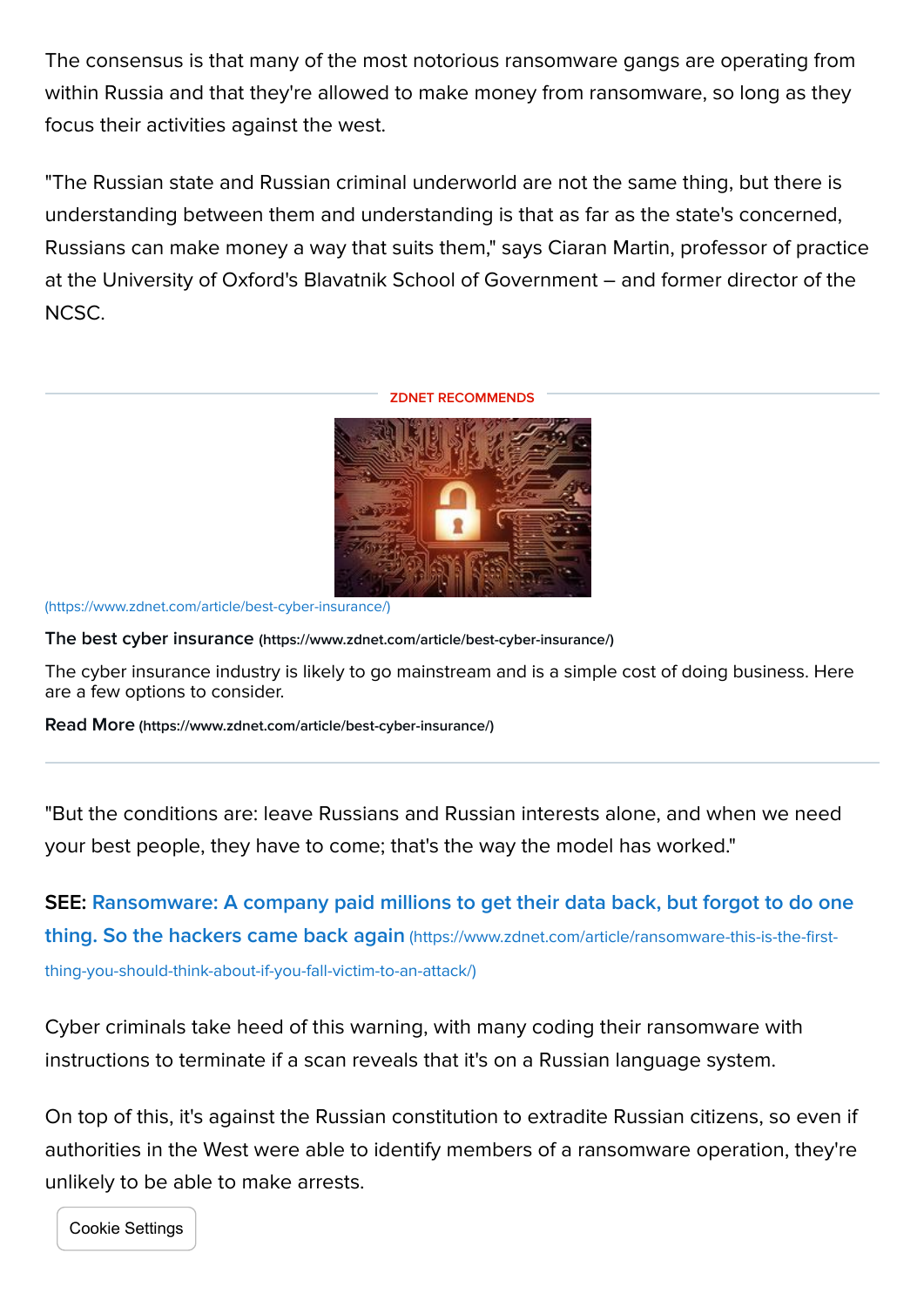The consensus is that many of the most notorious ransomware gangs are operating from within Russia and that they're allowed to make money from ransomware, so long as they focus their activities against the west.

"The Russian state and Russian criminal underworld are not the same thing, but there is understanding between them and understanding is that as far as the state's concerned, Russians can make money a way that suits them," says Ciaran Martin, professor of practice at the University of Oxford's Blavatnik School of Government – and former director of the NCSC.

ZDNET RECOMMENDS

(https://www.zdnet.com/article/best-cyber-insurance/)

**The best cyber insurance** (https://www.zdnet.com/article/best-cyber-insurance/)

The cyber insurance industry is likely to go mainstream and is a simple cost of doing business. Here are a few options to consider.

**Read More** (https://www.zdnet.com/article/best-cyber-insurance/)

"But the conditions are: leave Russians and Russian interests alone, and when we need your best people, they have to come; that's the way the model has worked."

**SEE:** **Ransomware: A company paid millions to get their data back, but forgot to do one thing. So the hackers came back again** (https://www.zdnet.com/article/ransomware-this-is-the-first-thing-you-should-think-about-if-you-fall-victim-to-an-attack/)

Cyber criminals take heed of this warning, with many coding their ransomware with instructions to terminate if a scan reveals that it's on a Russian language system.

On top of this, it's against the Russian constitution to extradite Russian citizens, so even if authorities in the West were able to identify members of a ransomware operation, they're unlikely to be able to make arrests.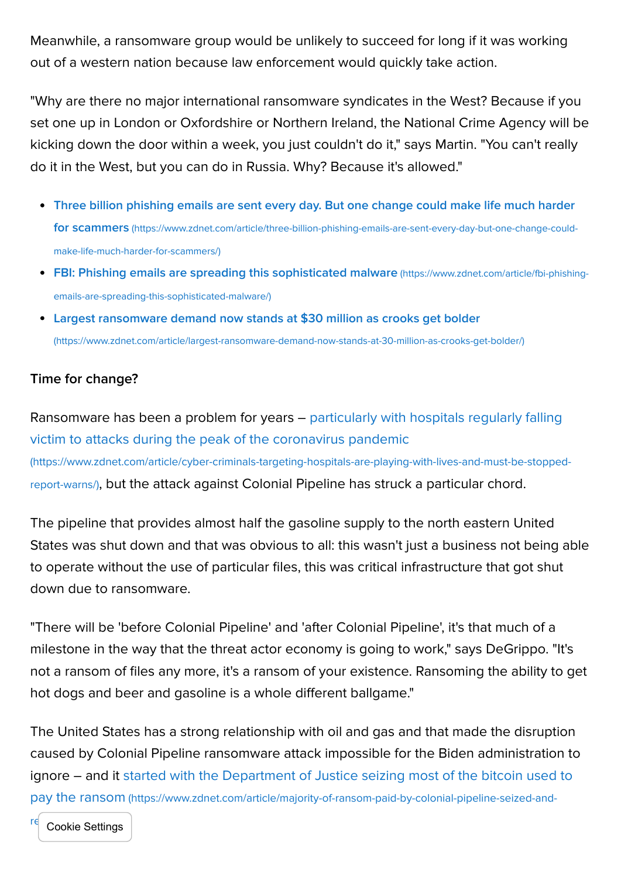Meanwhile, a ransomware group would be unlikely to succeed for long if it was working out of a western nation because law enforcement would quickly take action.

"Why are there no major international ransomware syndicates in the West? Because if you set one up in London or Oxfordshire or Northern Ireland, the National Crime Agency will be kicking down the door within a week, you just couldn't do it," says Martin. "You can't really do it in the West, but you can do in Russia. Why? Because it's allowed."

- **Three billion phishing emails are sent every day. But one change could make life much harder for scammers** (https://www.zdnet.com/article/three-billion-phishing-emails-are-sent-every-day-but-one-change-could-make-life-much-harder-for-scammers/)
- **FBI: Phishing emails are spreading this sophisticated malware** (https://www.zdnet.com/article/fbi-phishing-emails-are-spreading-this-sophisticated-malware/)
- **Largest ransomware demand now stands at $30 million as crooks get bolder** (https://www.zdnet.com/article/largest-ransomware-demand-now-stands-at-30-million-as-crooks-get-bolder/)

### Time for change?

Ransomware has been a problem for years – particularly with hospitals regularly falling victim to attacks during the peak of the coronavirus pandemic (https://www.zdnet.com/article/cyber-criminals-targeting-hospitals-are-playing-with-lives-and-must-be-stopped-report-warns/), but the attack against Colonial Pipeline has struck a particular chord.

The pipeline that provides almost half the gasoline supply to the north eastern United States was shut down and that was obvious to all: this wasn't just a business not being able to operate without the use of particular files, this was critical infrastructure that got shut down due to ransomware.

"There will be 'before Colonial Pipeline' and 'after Colonial Pipeline', it's that much of a milestone in the way that the threat actor economy is going to work," says DeGrippo. "It's not a ransom of files any more, it's a ransom of your existence. Ransoming the ability to get hot dogs and beer and gasoline is a whole different ballgame."

The United States has a strong relationship with oil and gas and that made the disruption caused by Colonial Pipeline ransomware attack impossible for the Biden administration to ignore – and it started with the Department of Justice seizing most of the bitcoin used to pay the ransom (https://www.zdnet.com/article/majority-of-ransom-paid-by-colonial-pipeline-seized-and-re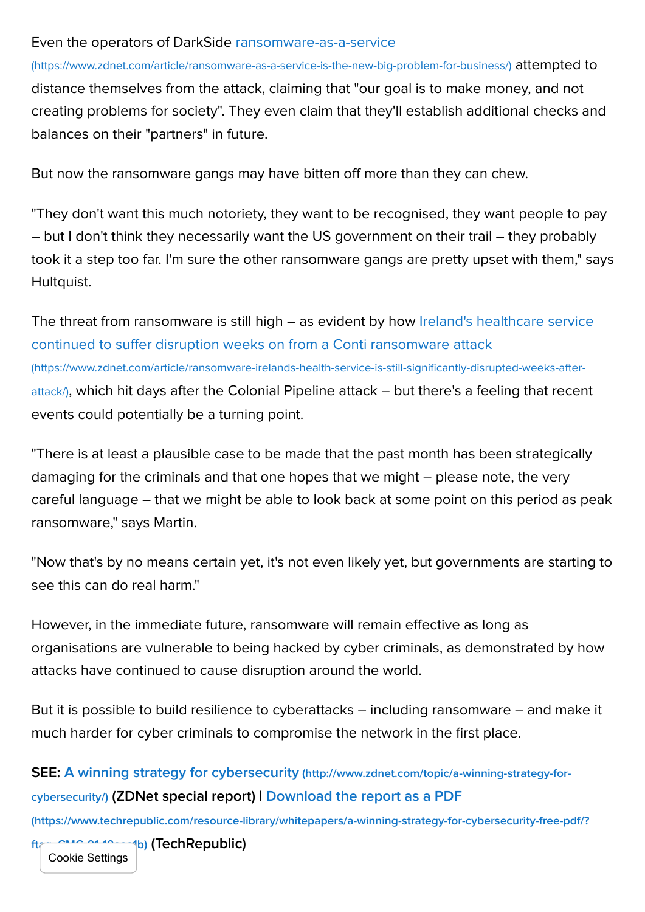Even the operators of DarkSide ransomware-as-a-service (https://www.zdnet.com/article/ransomware-as-a-service-is-the-new-big-problem-for-business/) attempted to distance themselves from the attack, claiming that "our goal is to make money, and not creating problems for society". They even claim that they'll establish additional checks and balances on their "partners" in future.

But now the ransomware gangs may have bitten off more than they can chew.

"They don't want this much notoriety, they want to be recognised, they want people to pay – but I don't think they necessarily want the US government on their trail – they probably took it a step too far. I'm sure the other ransomware gangs are pretty upset with them," says Hultquist.

The threat from ransomware is still high – as evident by how Ireland's healthcare service continued to suffer disruption weeks on from a Conti ransomware attack (https://www.zdnet.com/article/ransomware-irelands-health-service-is-still-significantly-disrupted-weeks-after-attack/), which hit days after the Colonial Pipeline attack – but there's a feeling that recent events could potentially be a turning point.

"There is at least a plausible case to be made that the past month has been strategically damaging for the criminals and that one hopes that we might – please note, the very careful language – that we might be able to look back at some point on this period as peak ransomware," says Martin.

"Now that's by no means certain yet, it's not even likely yet, but governments are starting to see this can do real harm."

However, in the immediate future, ransomware will remain effective as long as organisations are vulnerable to being hacked by cyber criminals, as demonstrated by how attacks have continued to cause disruption around the world.

But it is possible to build resilience to cyberattacks – including ransomware – and make it much harder for cyber criminals to compromise the network in the first place.

**SEE: A winning strategy for cybersecurity (http://www.zdnet.com/topic/a-winning-strategy-for-cybersecurity/) (ZDNet special report) | Download the report as a PDF (https://www.techrepublic.com/resource-library/whitepapers/a-winning-strategy-for-cybersecurity-free-pdf/?ft...4b) (TechRepublic)**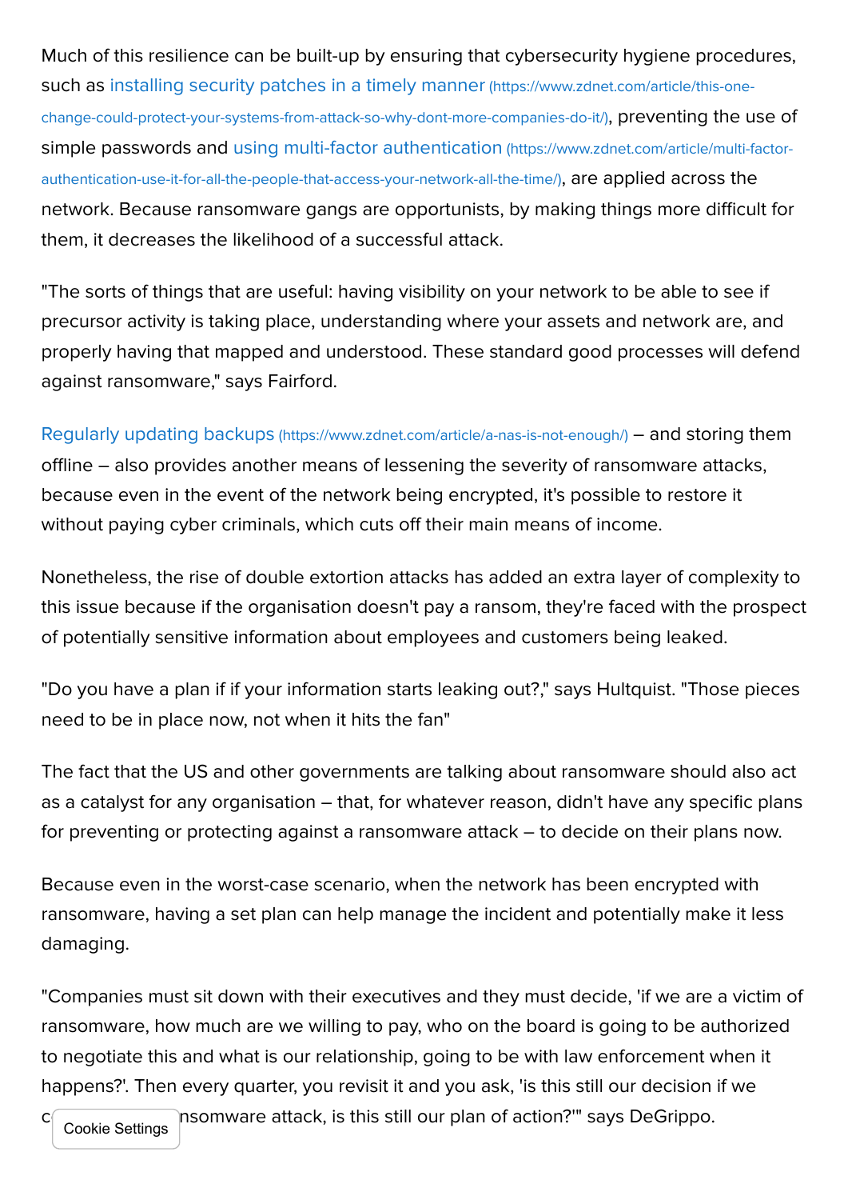Much of this resilience can be built-up by ensuring that cybersecurity hygiene procedures, such as [installing security patches in a timely manner](https://www.zdnet.com/article/this-one-change-could-protect-your-systems-from-attack-so-why-dont-more-companies-do-it/) (https://www.zdnet.com/article/this-one-change-could-protect-your-systems-from-attack-so-why-dont-more-companies-do-it/), preventing the use of simple passwords and [using multi-factor authentication](https://www.zdnet.com/article/multi-factor-authentication-use-it-for-all-the-people-that-access-your-network-all-the-time/) (https://www.zdnet.com/article/multi-factor-authentication-use-it-for-all-the-people-that-access-your-network-all-the-time/), are applied across the network. Because ransomware gangs are opportunists, by making things more difficult for them, it decreases the likelihood of a successful attack.

"The sorts of things that are useful: having visibility on your network to be able to see if precursor activity is taking place, understanding where your assets and network are, and properly having that mapped and understood. These standard good processes will defend against ransomware," says Fairford.

[Regularly updating backups](https://www.zdnet.com/article/a-nas-is-not-enough/) (https://www.zdnet.com/article/a-nas-is-not-enough/) – and storing them offline – also provides another means of lessening the severity of ransomware attacks, because even in the event of the network being encrypted, it's possible to restore it without paying cyber criminals, which cuts off their main means of income.

Nonetheless, the rise of double extortion attacks has added an extra layer of complexity to this issue because if the organisation doesn't pay a ransom, they're faced with the prospect of potentially sensitive information about employees and customers being leaked.

"Do you have a plan if if your information starts leaking out?," says Hultquist. "Those pieces need to be in place now, not when it hits the fan"

The fact that the US and other governments are talking about ransomware should also act as a catalyst for any organisation – that, for whatever reason, didn't have any specific plans for preventing or protecting against a ransomware attack – to decide on their plans now.

Because even in the worst-case scenario, when the network has been encrypted with ransomware, having a set plan can help manage the incident and potentially make it less damaging.

"Companies must sit down with their executives and they must decide, 'if we are a victim of ransomware, how much are we willing to pay, who on the board is going to be authorized to negotiate this and what is our relationship, going to be with law enforcement when it happens?'. Then every quarter, you revisit it and you ask, 'is this still our decision if we c[...]nsomware attack, is this still our plan of action?'" says DeGrippo.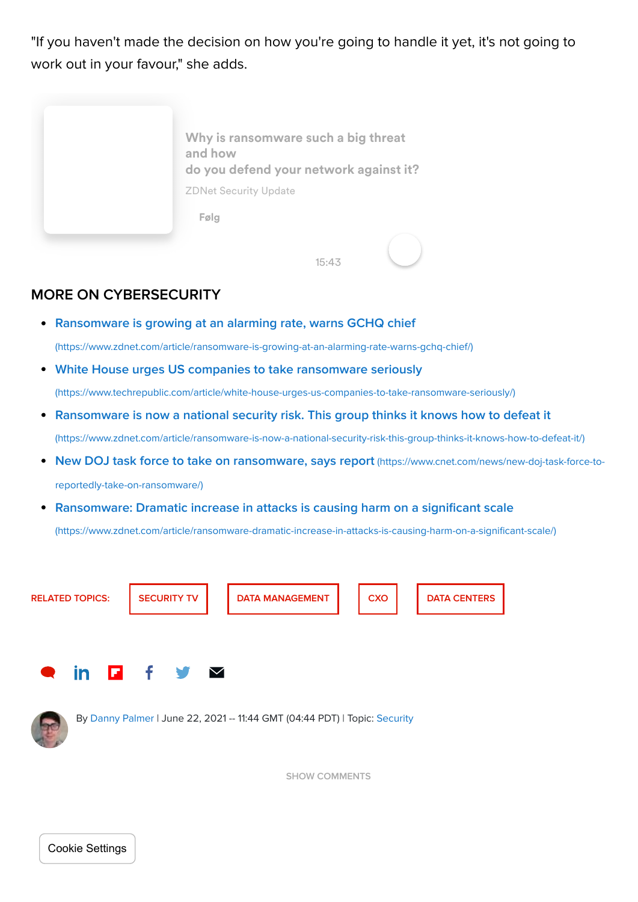"If you haven't made the decision on how you're going to handle it yet, it's not going to work out in your favour," she adds.

Why is ransomware such a big threat and how do you defend your network against it?
ZDNet Security Update

Følg

15:43

## MORE ON CYBERSECURITY

- Ransomware is growing at an alarming rate, warns GCHQ chief (https://www.zdnet.com/article/ransomware-is-growing-at-an-alarming-rate-warns-gchq-chief/)
- White House urges US companies to take ransomware seriously (https://www.techrepublic.com/article/white-house-urges-us-companies-to-take-ransomware-seriously/)
- Ransomware is now a national security risk. This group thinks it knows how to defeat it (https://www.zdnet.com/article/ransomware-is-now-a-national-security-risk-this-group-thinks-it-knows-how-to-defeat-it/)
- New DOJ task force to take on ransomware, says report (https://www.cnet.com/news/new-doj-task-force-to-reportedly-take-on-ransomware/)
- Ransomware: Dramatic increase in attacks is causing harm on a significant scale (https://www.zdnet.com/article/ransomware-dramatic-increase-in-attacks-is-causing-harm-on-a-significant-scale/)

RELATED TOPICS: SECURITY TV | DATA MANAGEMENT | CXO | DATA CENTERS

By Danny Palmer | June 22, 2021 -- 11:44 GMT (04:44 PDT) | Topic: Security

SHOW COMMENTS

Cookie Settings